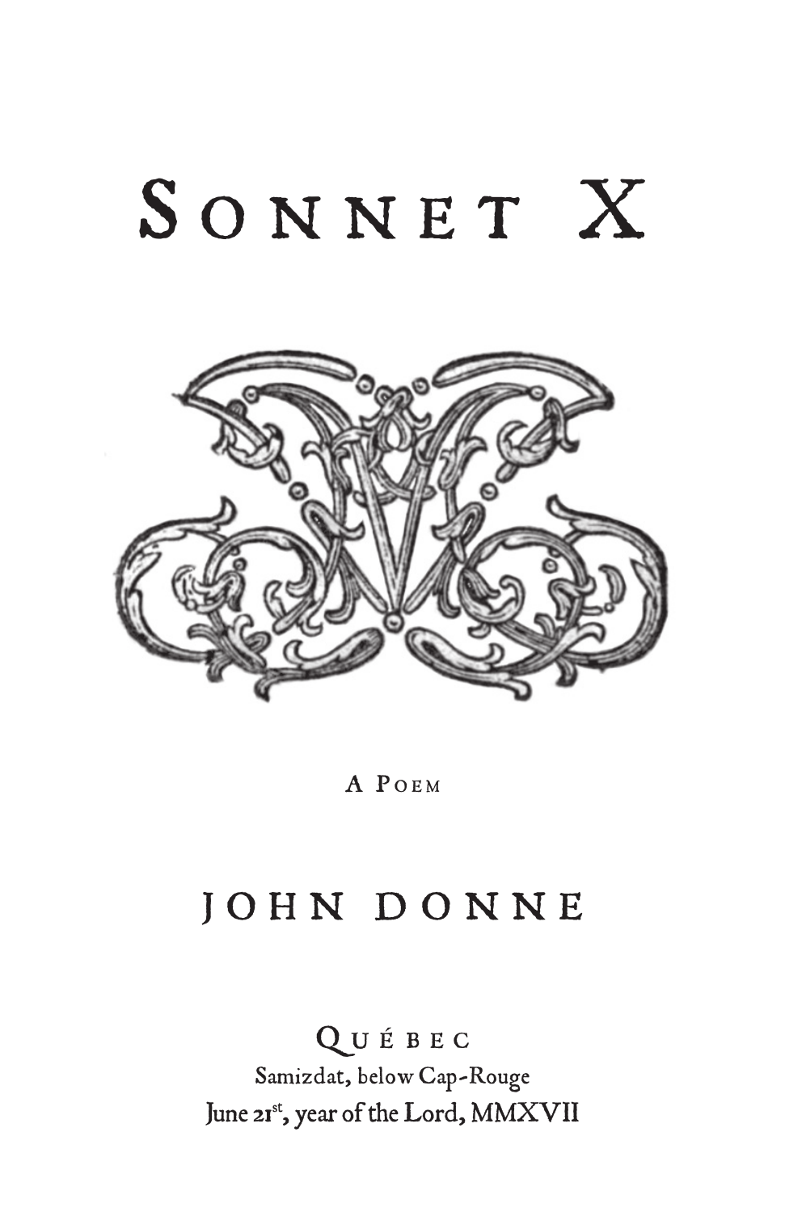# Sonnet X

A Poem

## John Donne

Québec
Samizdat, below Cap-Rouge
June 21st, year of the Lord, MMXVII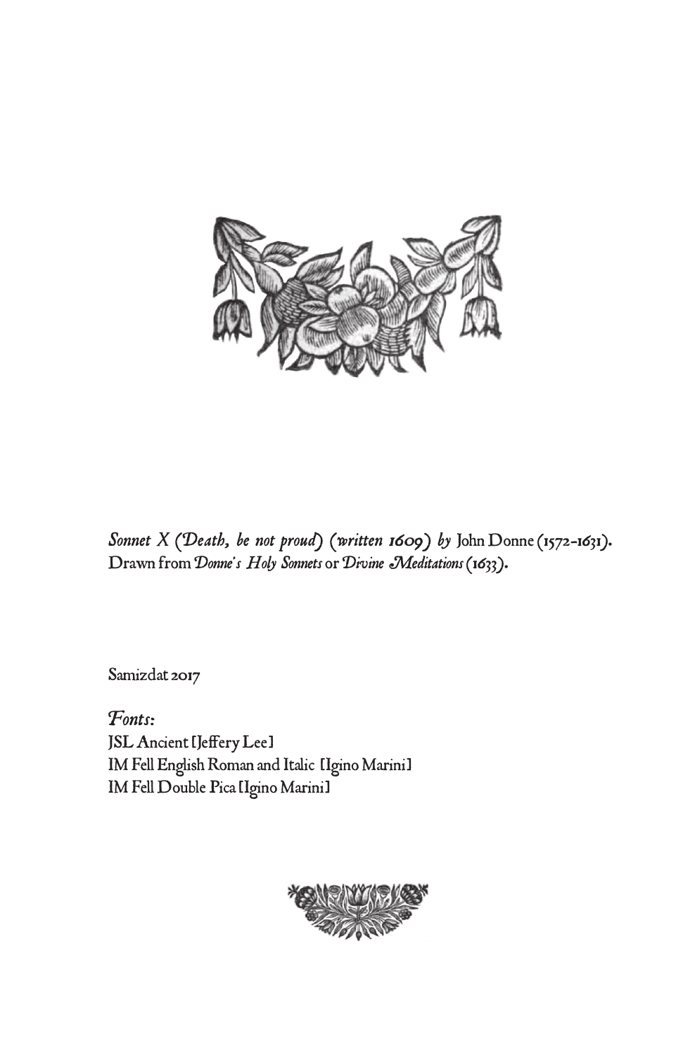*Sonnet X (Death, be not proud) (written 1609) by* John Donne (1572-1631).
Drawn from *Donne's Holy Sonnets* or *Divine Meditations* (1633).

Samizdat 2017

*Fonts:*
JSL Ancient [Jeffery Lee]
IM Fell English Roman and Italic [Igino Marini]
IM Fell Double Pica [Igino Marini]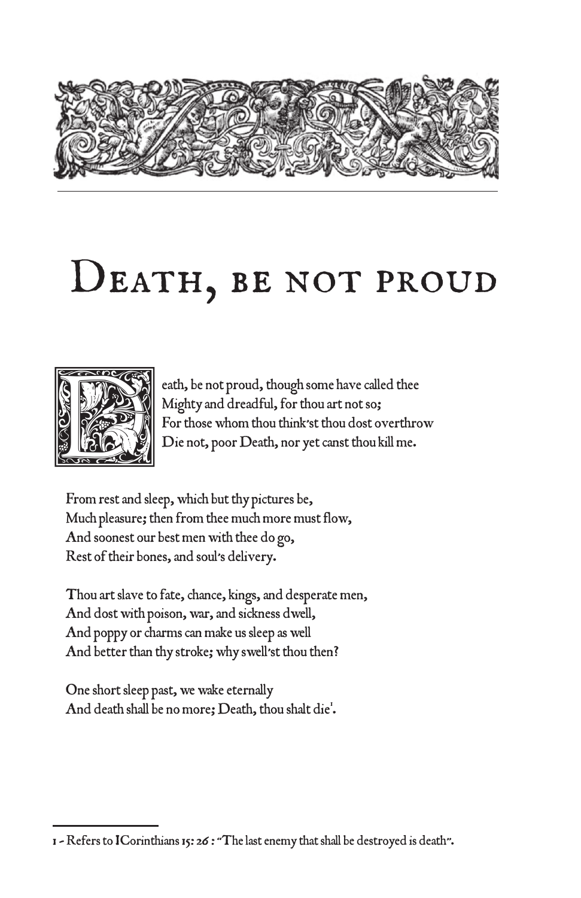# Death, be not proud

Death, be not proud, though some have called thee
Mighty and dreadful, for thou art not so;
For those whom thou think'st thou dost overthrow
Die not, poor Death, nor yet canst thou kill me.

From rest and sleep, which but thy pictures be,
Much pleasure; then from thee much more must flow,
And soonest our best men with thee do go,
Rest of their bones, and soul's delivery.

Thou art slave to fate, chance, kings, and desperate men,
And dost with poison, war, and sickness dwell,
And poppy or charms can make us sleep as well
And better than thy stroke; why swell'st thou then?

One short sleep past, we wake eternally
And death shall be no more; Death, thou shalt die[1].

---

1 - Refers to I Corinthians 15: 26 : "The last enemy that shall be destroyed is death".